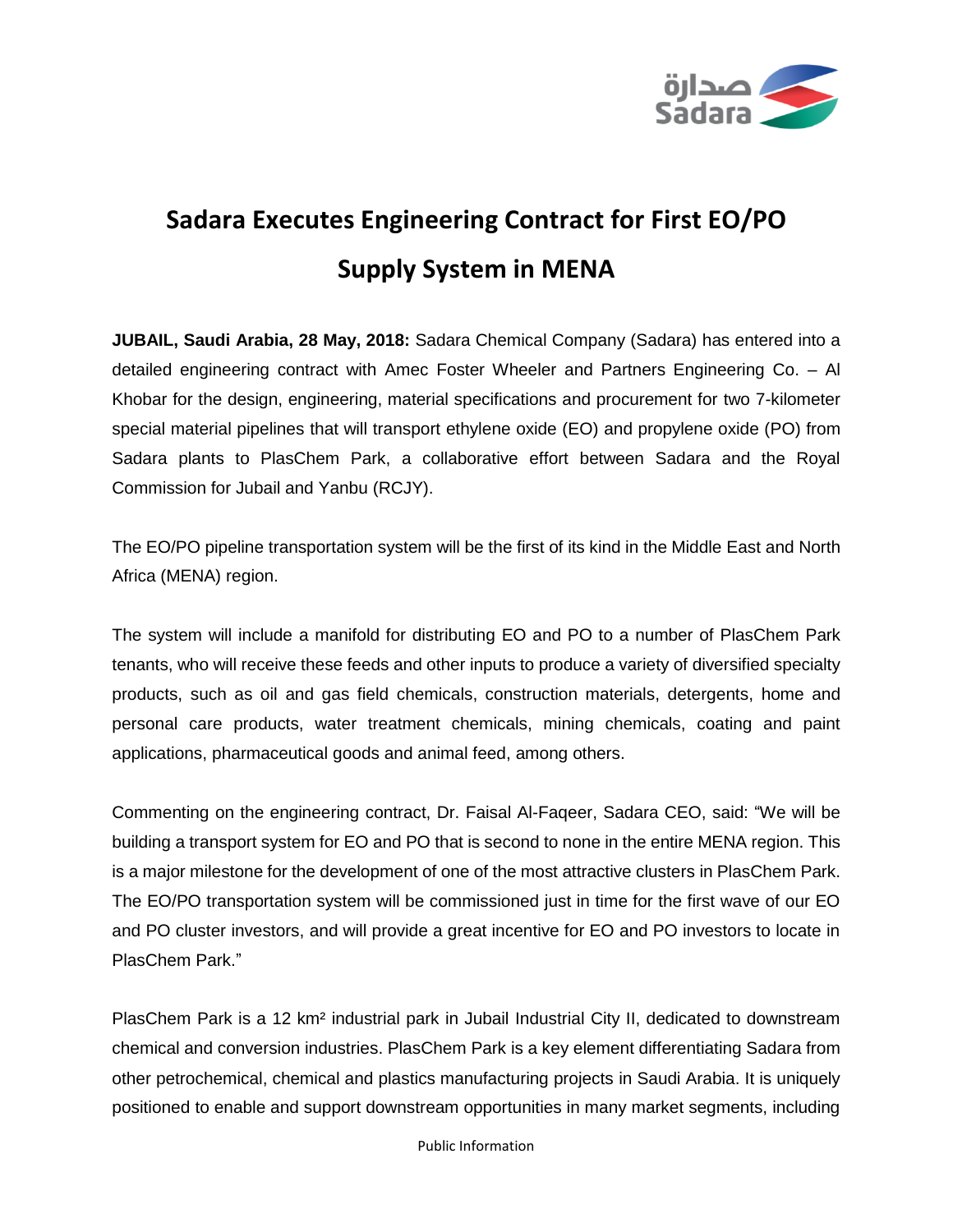# Sadara Executes Engineering Contract for First EO/PO Supply System in MENA

**JUBAIL, Saudi Arabia, 28 May, 2018:** Sadara Chemical Company (Sadara) has entered into a detailed engineering contract with Amec Foster Wheeler and Partners Engineering Co. – Al Khobar for the design, engineering, material specifications and procurement for two 7-kilometer special material pipelines that will transport ethylene oxide (EO) and propylene oxide (PO) from Sadara plants to PlasChem Park, a collaborative effort between Sadara and the Royal Commission for Jubail and Yanbu (RCJY).

The EO/PO pipeline transportation system will be the first of its kind in the Middle East and North Africa (MENA) region.

The system will include a manifold for distributing EO and PO to a number of PlasChem Park tenants, who will receive these feeds and other inputs to produce a variety of diversified specialty products, such as oil and gas field chemicals, construction materials, detergents, home and personal care products, water treatment chemicals, mining chemicals, coating and paint applications, pharmaceutical goods and animal feed, among others.

Commenting on the engineering contract, Dr. Faisal Al-Faqeer, Sadara CEO, said: "We will be building a transport system for EO and PO that is second to none in the entire MENA region. This is a major milestone for the development of one of the most attractive clusters in PlasChem Park. The EO/PO transportation system will be commissioned just in time for the first wave of our EO and PO cluster investors, and will provide a great incentive for EO and PO investors to locate in PlasChem Park."

PlasChem Park is a 12 km² industrial park in Jubail Industrial City II, dedicated to downstream chemical and conversion industries. PlasChem Park is a key element differentiating Sadara from other petrochemical, chemical and plastics manufacturing projects in Saudi Arabia. It is uniquely positioned to enable and support downstream opportunities in many market segments, including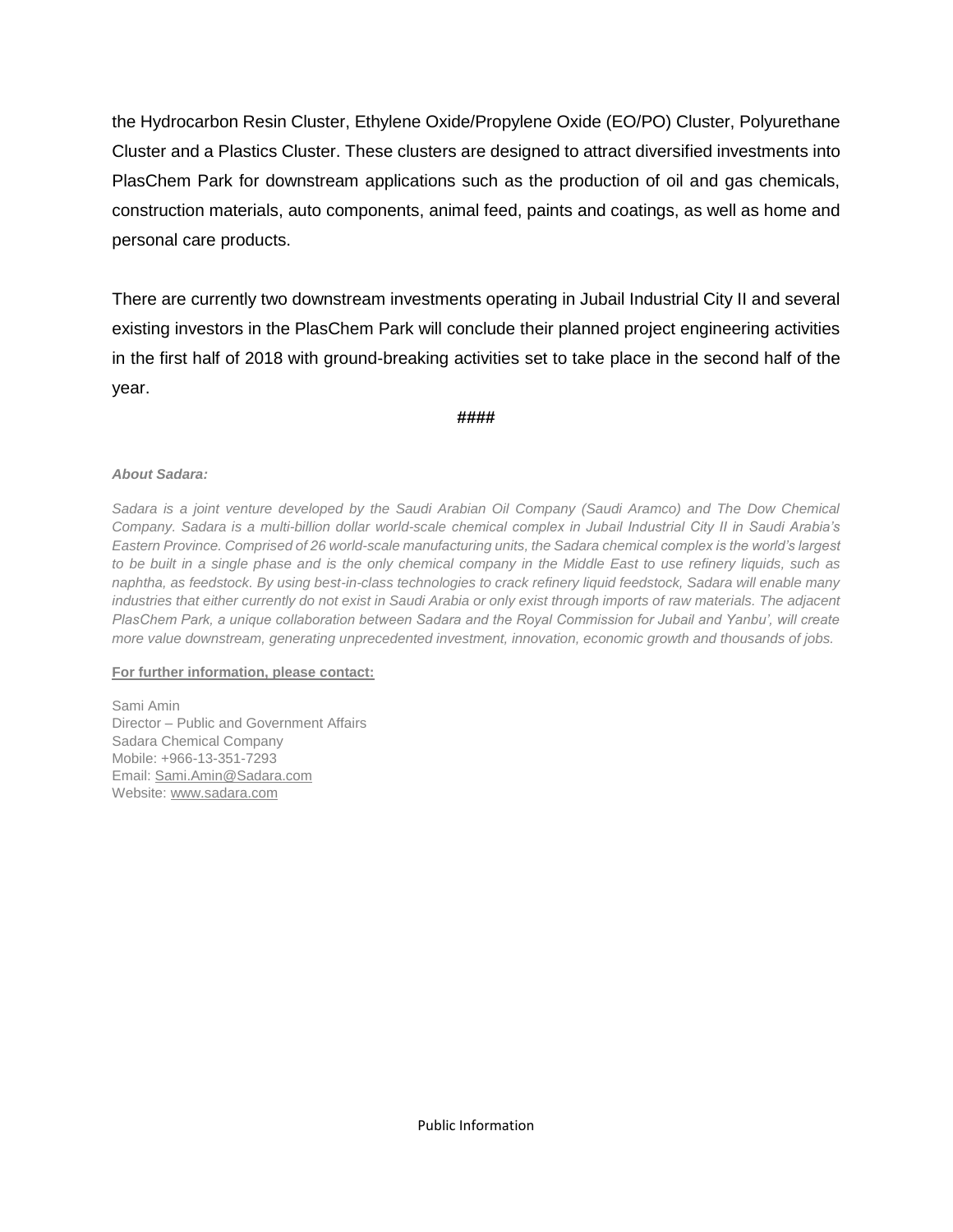the Hydrocarbon Resin Cluster, Ethylene Oxide/Propylene Oxide (EO/PO) Cluster, Polyurethane Cluster and a Plastics Cluster. These clusters are designed to attract diversified investments into PlasChem Park for downstream applications such as the production of oil and gas chemicals, construction materials, auto components, animal feed, paints and coatings, as well as home and personal care products.

There are currently two downstream investments operating in Jubail Industrial City II and several existing investors in the PlasChem Park will conclude their planned project engineering activities in the first half of 2018 with ground-breaking activities set to take place in the second half of the year.

####

***About Sadara:***

*Sadara is a joint venture developed by the Saudi Arabian Oil Company (Saudi Aramco) and The Dow Chemical Company. Sadara is a multi-billion dollar world-scale chemical complex in Jubail Industrial City II in Saudi Arabia's Eastern Province. Comprised of 26 world-scale manufacturing units, the Sadara chemical complex is the world's largest to be built in a single phase and is the only chemical company in the Middle East to use refinery liquids, such as naphtha, as feedstock. By using best-in-class technologies to crack refinery liquid feedstock, Sadara will enable many industries that either currently do not exist in Saudi Arabia or only exist through imports of raw materials. The adjacent PlasChem Park, a unique collaboration between Sadara and the Royal Commission for Jubail and Yanbu', will create more value downstream, generating unprecedented investment, innovation, economic growth and thousands of jobs.*

**For further information, please contact:**

Sami Amin
Director – Public and Government Affairs
Sadara Chemical Company
Mobile: +966-13-351-7293
Email: Sami.Amin@Sadara.com
Website: www.sadara.com

Public Information